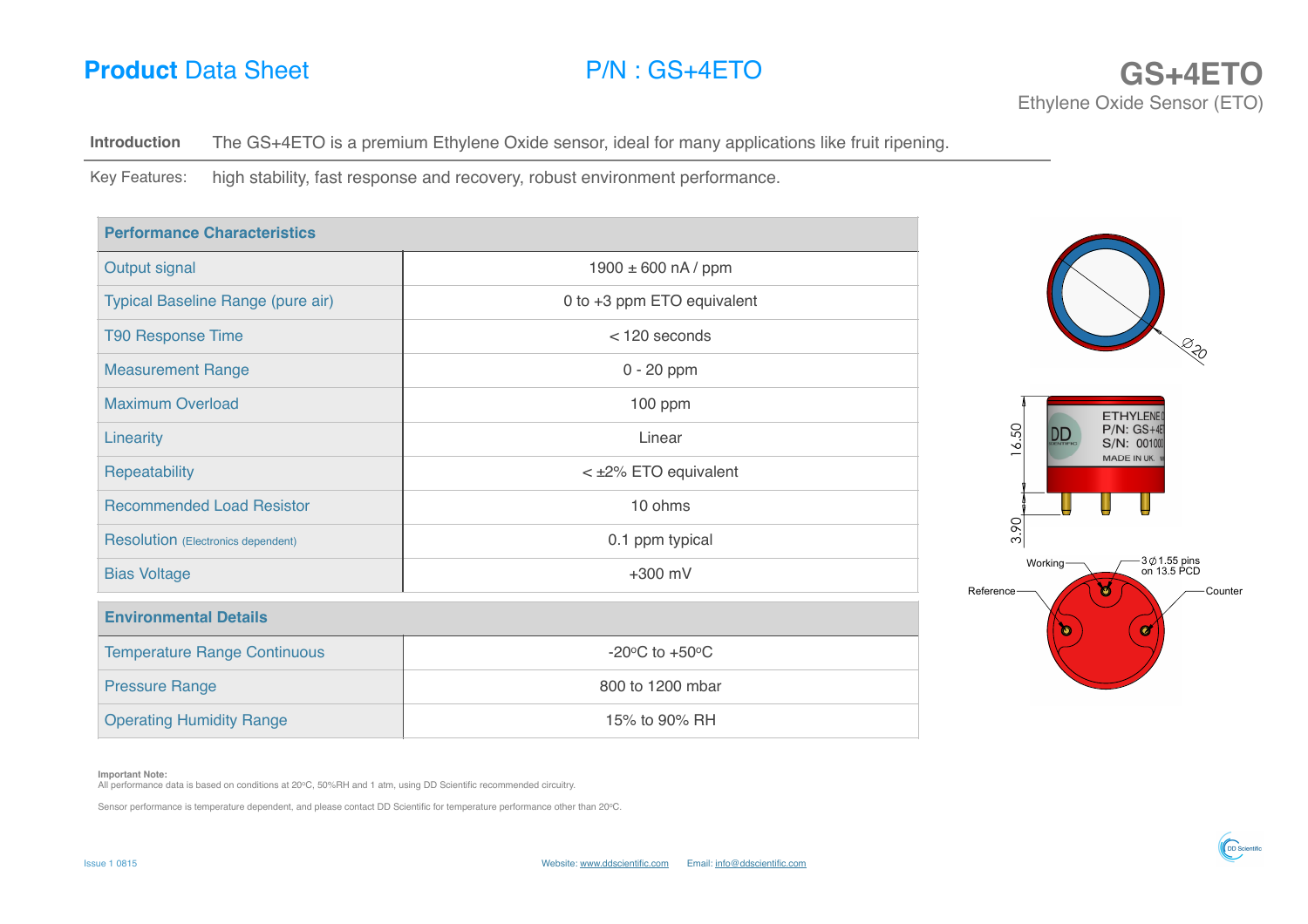# **Product** Data Sheet

## P/N : GS+4ETO

# GS+4ETO

Ethylene Oxide Sensor (ETO)

**Introduction** The GS+4ETO is a premium Ethylene Oxide sensor, ideal for many applications like fruit ripening.

Key Features: high stability, fast response and recovery, robust environment performance.

| **Performance Characteristics** | |
|---|---|
| Output signal | 1900 ± 600 nA / ppm |
| Typical Baseline Range (pure air) | 0 to +3 ppm ETO equivalent |
| T90 Response Time | < 120 seconds |
| Measurement Range | 0 - 20 ppm |
| Maximum Overload | 100 ppm |
| Linearity | Linear |
| Repeatability | < ±2% ETO equivalent |
| Recommended Load Resistor | 10 ohms |
| Resolution (Electronics dependent) | 0.1 ppm typical |
| Bias Voltage | +300 mV |

| **Environmental Details** | |
|---|---|
| Temperature Range Continuous | -20°C to +50°C |
| Pressure Range | 800 to 1200 mbar |
| Operating Humidity Range | 15% to 90% RH |

Ø20

16.50

3.90

ETHYLENE O
P/N: GS+4E
S/N: 00100
MADE IN UK.

Working

Reference

Counter

3 Ø 1.55 pins on 13.5 PCD

**Important Note:**
All performance data is based on conditions at 20°C, 50%RH and 1 atm, using DD Scientific recommended circuitry.

Sensor performance is temperature dependent, and please contact DD Scientific for temperature performance other than 20°C.

Issue 1 0815

Website: www.ddscientific.com Email: info@ddscientific.com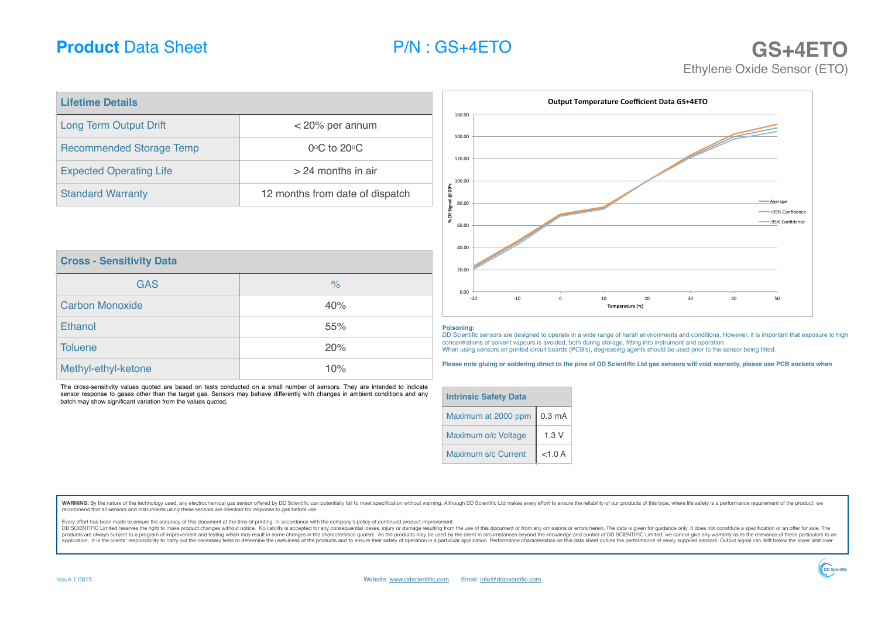# **Product** Data Sheet

P/N : GS+4ETO

**GS+4ETO**

Ethylene Oxide Sensor (ETO)

| **Lifetime Details** | |
|---|---|
| Long Term Output Drift | < 20% per annum |
| Recommended Storage Temp | 0°C to 20°C |
| Expected Operating Life | > 24 months in air |
| Standard Warranty | 12 months from date of dispatch |

**Output Temperature Coefficient Data GS+4ETO**

% Of Signal @ 20°c

160.00
140.00
120.00
100.00
80.00
60.00
40.00
20.00
0.00

-20 -10 0 10 20 30 40 50

Temperature (°c)

Average
+95% Confidence
-95% Confidence

| **Cross - Sensitivity Data** | |
|---|---|
| GAS | % |
| Carbon Monoxide | 40% |
| Ethanol | 55% |
| Toluene | 20% |
| Methyl-ethyl-ketone | 10% |

The cross-sensitivity values quoted are based on tests conducted on a small number of sensors. They are intended to indicate sensor response to gases other than the target gas. Sensors may behave differently with changes in ambient conditions and any batch may show significant variation from the values quoted.

**Poisoning:**
DD Scientific sensors are designed to operate in a wide range of harsh environments and conditions. However, it is important that exposure to high concentrations of solvent vapours is avoided, both during storage, fitting into instrument and operation.
When using sensors on printed circuit boards (PCB's), degreasing agents should be used prior to the sensor being fitted.

**Please note gluing or soldering direct to the pins of DD Scientific Ltd gas sensors will void warranty, please use PCB sockets when**

| **Intrinsic Safety Data** | |
|---|---|
| Maximum at 2000 ppm | 0.3 mA |
| Maximum o/c Voltage | 1.3 V |
| Maximum s/c Current | <1.0 A |

**WARNING:** By the nature of the technology used, any electrochemical gas sensor offered by DD Scientific can potentially fail to meet specification without warning. Although DD Scientific Ltd makes every effort to ensure the reliability of our products of this type, where life safety is a performance requirement of the product, we recommend that all sensors and instruments using these sensors are checked for response to gas before use.

Every effort has been made to ensure the accuracy of this document at the time of printing. In accordance with the company's policy of continued product improvement
DD SCIENTIFIC Limited reserves the right to make product changes without notice. No liability is accepted for any consequential losses, injury or damage resulting from the use of this document or from any omissions or errors herein. The data is given for guidance only. It does not constitute a specification or an offer for sale. The products are always subject to a program of improvement and testing which may result in some changes in the characteristics quoted. As the products may be used by the client in circumstances beyond the knowledge and control of DD SCIENTIFIC Limited, we cannot give any warranty as to the relevance of these particulars to an application. It is the clients' responsibility to carry out the necessary tests to determine the usefulness of the products and to ensure their safety of operation in a particular application. Performance characteristics on this data sheet outline the performance of newly supplied sensors. Output signal can drift below the lower limit over

Issue 1 0815

Website: www.ddscientific.com Email: info@ddscientific.com